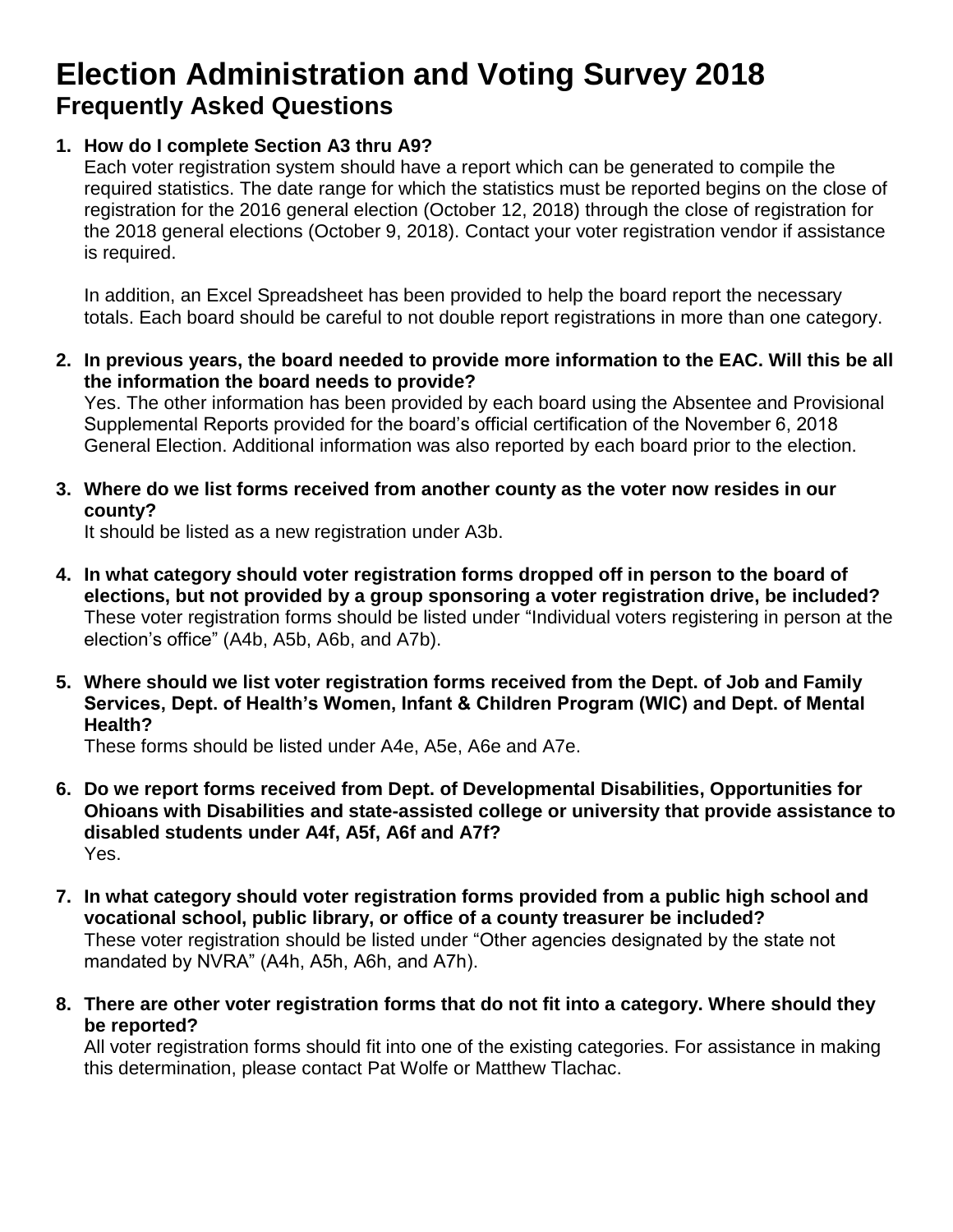# Election Administration and Voting Survey 2018

## Frequently Asked Questions

1. **How do I complete Section A3 thru A9?**
   Each voter registration system should have a report which can be generated to compile the required statistics. The date range for which the statistics must be reported begins on the close of registration for the 2016 general election (October 12, 2018) through the close of registration for the 2018 general elections (October 9, 2018). Contact your voter registration vendor if assistance is required.

   In addition, an Excel Spreadsheet has been provided to help the board report the necessary totals. Each board should be careful to not double report registrations in more than one category.

2. **In previous years, the board needed to provide more information to the EAC. Will this be all the information the board needs to provide?**
   Yes. The other information has been provided by each board using the Absentee and Provisional Supplemental Reports provided for the board's official certification of the November 6, 2018 General Election. Additional information was also reported by each board prior to the election.

3. **Where do we list forms received from another county as the voter now resides in our county?**
   It should be listed as a new registration under A3b.

4. **In what category should voter registration forms dropped off in person to the board of elections, but not provided by a group sponsoring a voter registration drive, be included?**
   These voter registration forms should be listed under "Individual voters registering in person at the election's office" (A4b, A5b, A6b, and A7b).

5. **Where should we list voter registration forms received from the Dept. of Job and Family Services, Dept. of Health's Women, Infant & Children Program (WIC) and Dept. of Mental Health?**
   These forms should be listed under A4e, A5e, A6e and A7e.

6. **Do we report forms received from Dept. of Developmental Disabilities, Opportunities for Ohioans with Disabilities and state-assisted college or university that provide assistance to disabled students under A4f, A5f, A6f and A7f?**
   Yes.

7. **In what category should voter registration forms provided from a public high school and vocational school, public library, or office of a county treasurer be included?**
   These voter registration should be listed under "Other agencies designated by the state not mandated by NVRA" (A4h, A5h, A6h, and A7h).

8. **There are other voter registration forms that do not fit into a category. Where should they be reported?**
   All voter registration forms should fit into one of the existing categories. For assistance in making this determination, please contact Pat Wolfe or Matthew Tlachac.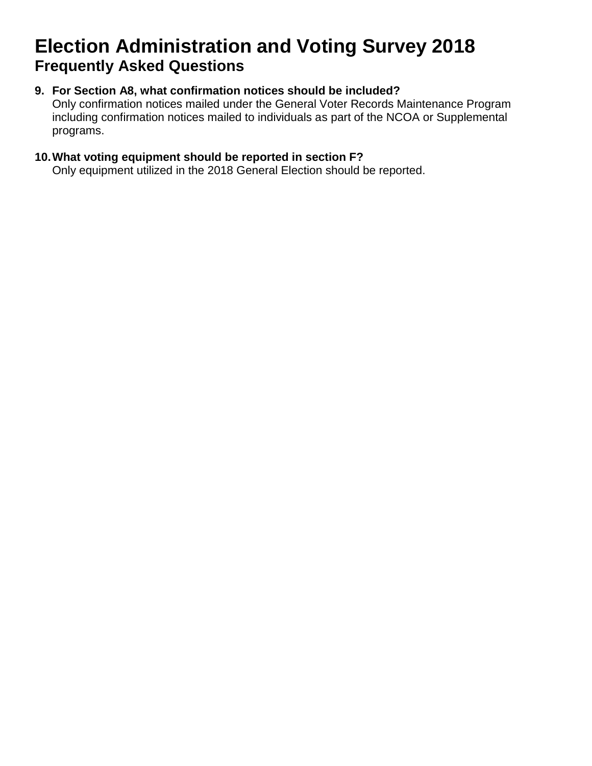# Election Administration and Voting Survey 2018
## Frequently Asked Questions

9. **For Section A8, what confirmation notices should be included?**
   Only confirmation notices mailed under the General Voter Records Maintenance Program including confirmation notices mailed to individuals as part of the NCOA or Supplemental programs.

10. **What voting equipment should be reported in section F?**
    Only equipment utilized in the 2018 General Election should be reported.